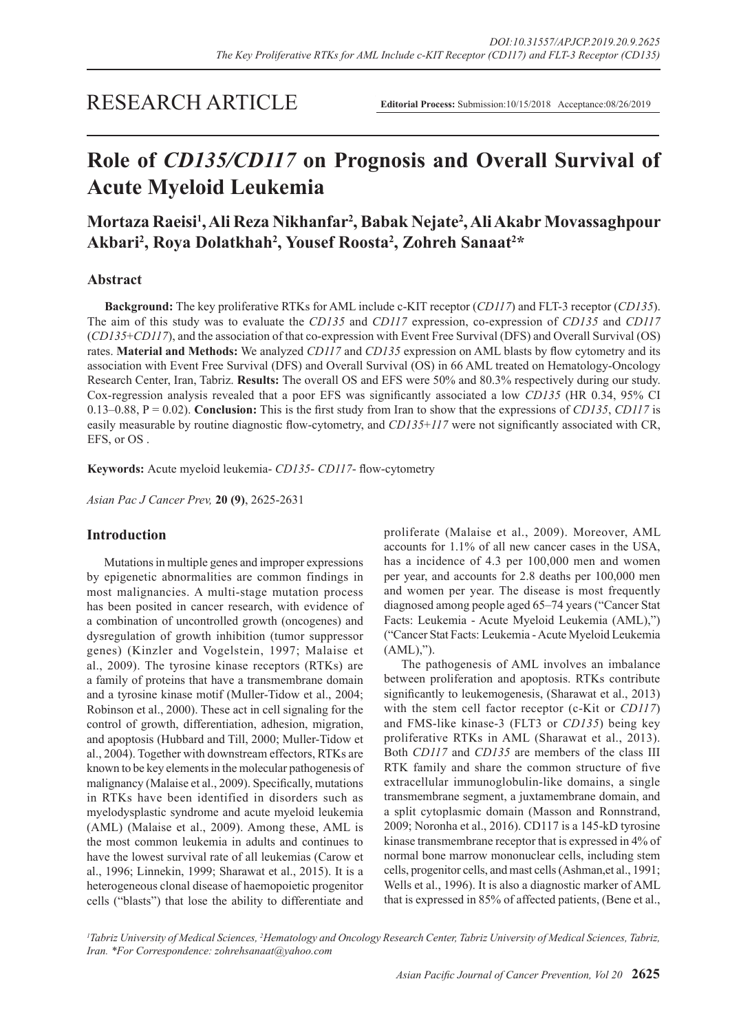RESEARCH ARTICLE

**Editorial Process:** Submission:10/15/2018 Acceptance:08/26/2019

# Role of *CD135/CD117* on Prognosis and Overall Survival of Acute Myeloid Leukemia

**Mortaza Raeisi[1], Ali Reza Nikhanfar[2], Babak Nejate[2], Ali Akabr Movassaghpour Akbari[2], Roya Dolatkhah[2], Yousef Roosta[2], Zohreh Sanaat[2]***

## Abstract

**Background:** The key proliferative RTKs for AML include c-KIT receptor (*CD117*) and FLT-3 receptor (*CD135*). The aim of this study was to evaluate the *CD135* and *CD117* expression, co-expression of *CD135* and *CD117* (*CD135*+*CD117*), and the association of that co-expression with Event Free Survival (DFS) and Overall Survival (OS) rates. **Material and Methods:** We analyzed *CD117* and *CD135* expression on AML blasts by flow cytometry and its association with Event Free Survival (DFS) and Overall Survival (OS) in 66 AML treated on Hematology-Oncology Research Center, Iran, Tabriz. **Results:** The overall OS and EFS were 50% and 80.3% respectively during our study. Cox-regression analysis revealed that a poor EFS was significantly associated a low *CD135* (HR 0.34, 95% CI 0.13–0.88, P = 0.02). **Conclusion:** This is the first study from Iran to show that the expressions of *CD135*, *CD117* is easily measurable by routine diagnostic flow-cytometry, and *CD135+117* were not significantly associated with CR, EFS, or OS .

**Keywords:** Acute myeloid leukemia- *CD135*- *CD117*- flow-cytometry

*Asian Pac J Cancer Prev,* **20 (9)**, 2625-2631

## Introduction

Mutations in multiple genes and improper expressions by epigenetic abnormalities are common findings in most malignancies. A multi-stage mutation process has been posited in cancer research, with evidence of a combination of uncontrolled growth (oncogenes) and dysregulation of growth inhibition (tumor suppressor genes) (Kinzler and Vogelstein, 1997; Malaise et al., 2009). The tyrosine kinase receptors (RTKs) are a family of proteins that have a transmembrane domain and a tyrosine kinase motif (Muller-Tidow et al., 2004; Robinson et al., 2000). These act in cell signaling for the control of growth, differentiation, adhesion, migration, and apoptosis (Hubbard and Till, 2000; Muller-Tidow et al., 2004). Together with downstream effectors, RTKs are known to be key elements in the molecular pathogenesis of malignancy (Malaise et al., 2009). Specifically, mutations in RTKs have been identified in disorders such as myelodysplastic syndrome and acute myeloid leukemia (AML) (Malaise et al., 2009). Among these, AML is the most common leukemia in adults and continues to have the lowest survival rate of all leukemias (Carow et al., 1996; Linnekin, 1999; Sharawat et al., 2015). It is a heterogeneous clonal disease of haemopoietic progenitor cells ("blasts") that lose the ability to differentiate and proliferate (Malaise et al., 2009). Moreover, AML accounts for 1.1% of all new cancer cases in the USA, has a incidence of 4.3 per 100,000 men and women per year, and accounts for 2.8 deaths per 100,000 men and women per year. The disease is most frequently diagnosed among people aged 65–74 years ("Cancer Stat Facts: Leukemia - Acute Myeloid Leukemia (AML),") ("Cancer Stat Facts: Leukemia - Acute Myeloid Leukemia (AML),").

The pathogenesis of AML involves an imbalance between proliferation and apoptosis. RTKs contribute significantly to leukemogenesis, (Sharawat et al., 2013) with the stem cell factor receptor (c-Kit or *CD117*) and FMS-like kinase-3 (FLT3 or *CD135*) being key proliferative RTKs in AML (Sharawat et al., 2013). Both *CD117* and *CD135* are members of the class III RTK family and share the common structure of five extracellular immunoglobulin-like domains, a single transmembrane segment, a juxtamembrane domain, and a split cytoplasmic domain (Masson and Ronnstrand, 2009; Noronha et al., 2016). CD117 is a 145-kD tyrosine kinase transmembrane receptor that is expressed in 4% of normal bone marrow mononuclear cells, including stem cells, progenitor cells, and mast cells (Ashman,et al., 1991; Wells et al., 1996). It is also a diagnostic marker of AML that is expressed in 85% of affected patients, (Bene et al.,

[1]*Tabriz University of Medical Sciences,* [2]*Hematology and Oncology Research Center, Tabriz University of Medical Sciences, Tabriz, Iran. *For Correspondence: zohrehsanaat@yahoo.com*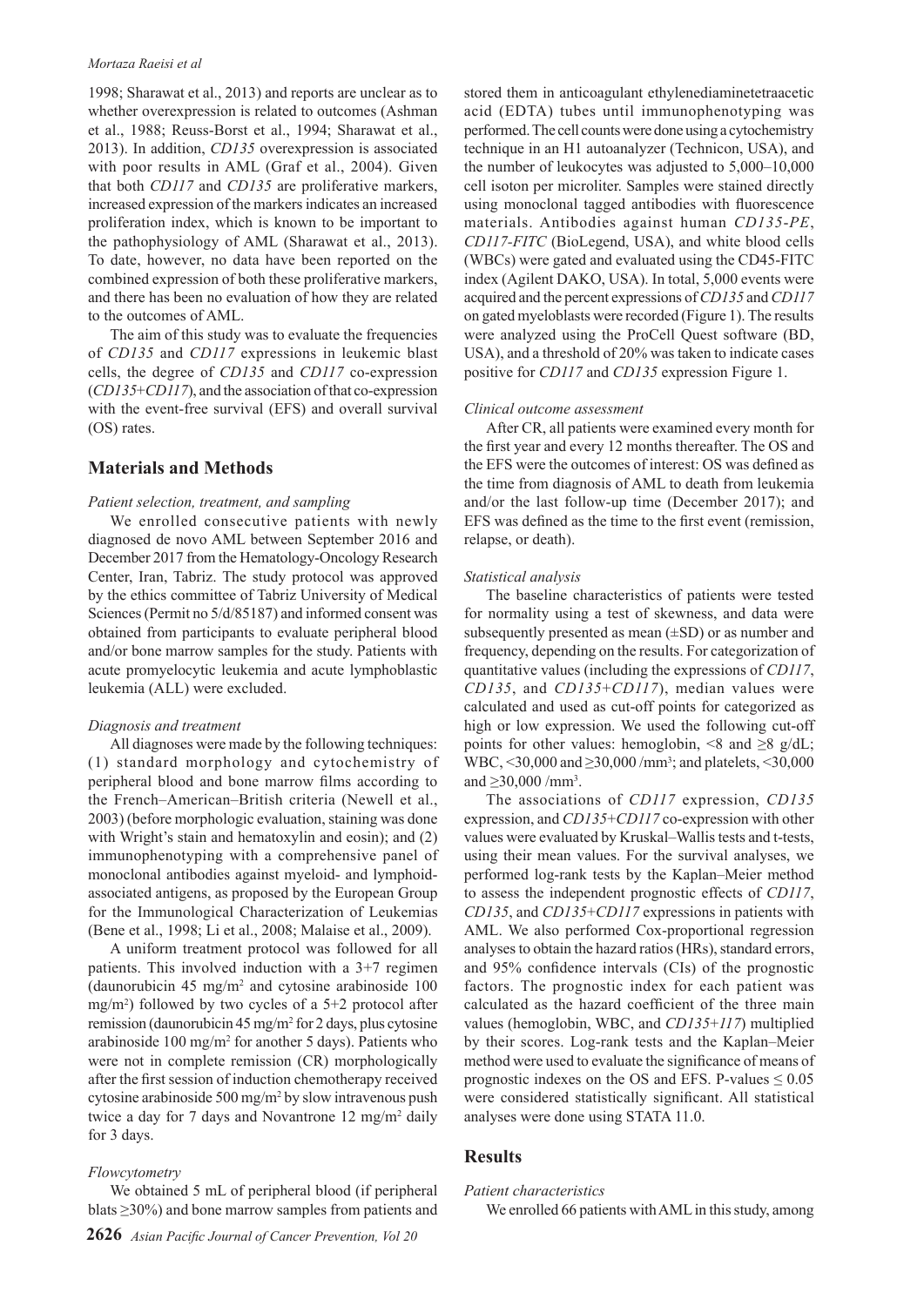1998; Sharawat et al., 2013) and reports are unclear as to whether overexpression is related to outcomes (Ashman et al., 1988; Reuss-Borst et al., 1994; Sharawat et al., 2013). In addition, *CD135* overexpression is associated with poor results in AML (Graf et al., 2004). Given that both *CD117* and *CD135* are proliferative markers, increased expression of the markers indicates an increased proliferation index, which is known to be important to the pathophysiology of AML (Sharawat et al., 2013). To date, however, no data have been reported on the combined expression of both these proliferative markers, and there has been no evaluation of how they are related to the outcomes of AML.

The aim of this study was to evaluate the frequencies of *CD135* and *CD117* expressions in leukemic blast cells, the degree of *CD135* and *CD117* co-expression (*CD135*+*CD117*), and the association of that co-expression with the event-free survival (EFS) and overall survival (OS) rates.

## Materials and Methods

*Patient selection, treatment, and sampling*

We enrolled consecutive patients with newly diagnosed de novo AML between September 2016 and December 2017 from the Hematology-Oncology Research Center, Iran, Tabriz. The study protocol was approved by the ethics committee of Tabriz University of Medical Sciences (Permit no 5/d/85187) and informed consent was obtained from participants to evaluate peripheral blood and/or bone marrow samples for the study. Patients with acute promyelocytic leukemia and acute lymphoblastic leukemia (ALL) were excluded.

*Diagnosis and treatment*

All diagnoses were made by the following techniques: (1) standard morphology and cytochemistry of peripheral blood and bone marrow films according to the French–American–British criteria (Newell et al., 2003) (before morphologic evaluation, staining was done with Wright's stain and hematoxylin and eosin); and (2) immunophenotyping with a comprehensive panel of monoclonal antibodies against myeloid- and lymphoid-associated antigens, as proposed by the European Group for the Immunological Characterization of Leukemias (Bene et al., 1998; Li et al., 2008; Malaise et al., 2009).

A uniform treatment protocol was followed for all patients. This involved induction with a 3+7 regimen (daunorubicin 45 mg/m$^2$ and cytosine arabinoside 100 mg/m$^2$) followed by two cycles of a 5+2 protocol after remission (daunorubicin 45 mg/m$^2$ for 2 days, plus cytosine arabinoside 100 mg/m$^2$ for another 5 days). Patients who were not in complete remission (CR) morphologically after the first session of induction chemotherapy received cytosine arabinoside 500 mg/m$^2$ by slow intravenous push twice a day for 7 days and Novantrone 12 mg/m$^2$ daily for 3 days.

*Flowcytometry*

We obtained 5 mL of peripheral blood (if peripheral blats ≥30%) and bone marrow samples from patients and stored them in anticoagulant ethylenediaminetetraacetic acid (EDTA) tubes until immunophenotyping was performed. The cell counts were done using a cytochemistry technique in an H1 autoanalyzer (Technicon, USA), and the number of leukocytes was adjusted to 5,000–10,000 cell isoton per microliter. Samples were stained directly using monoclonal tagged antibodies with fluorescence materials. Antibodies against human *CD135-PE*, *CD117-FITC* (BioLegend, USA), and white blood cells (WBCs) were gated and evaluated using the CD45-FITC index (Agilent DAKO, USA). In total, 5,000 events were acquired and the percent expressions of *CD135* and *CD117* on gated myeloblasts were recorded (Figure 1). The results were analyzed using the ProCell Quest software (BD, USA), and a threshold of 20% was taken to indicate cases positive for *CD117* and *CD135* expression Figure 1.

*Clinical outcome assessment*

After CR, all patients were examined every month for the first year and every 12 months thereafter. The OS and the EFS were the outcomes of interest: OS was defined as the time from diagnosis of AML to death from leukemia and/or the last follow-up time (December 2017); and EFS was defined as the time to the first event (remission, relapse, or death).

*Statistical analysis*

The baseline characteristics of patients were tested for normality using a test of skewness, and data were subsequently presented as mean (±SD) or as number and frequency, depending on the results. For categorization of quantitative values (including the expressions of *CD117*, *CD135*, and *CD135*+*CD117*), median values were calculated and used as cut-off points for categorized as high or low expression. We used the following cut-off points for other values: hemoglobin, <8 and ≥8 g/dL; WBC, <30,000 and ≥30,000 /mm$^3$; and platelets, <30,000 and ≥30,000 /mm$^3$.

The associations of *CD117* expression, *CD135* expression, and *CD135*+*CD117* co-expression with other values were evaluated by Kruskal–Wallis tests and t-tests, using their mean values. For the survival analyses, we performed log-rank tests by the Kaplan–Meier method to assess the independent prognostic effects of *CD117*, *CD135*, and *CD135*+*CD117* expressions in patients with AML. We also performed Cox-proportional regression analyses to obtain the hazard ratios (HRs), standard errors, and 95% confidence intervals (CIs) of the prognostic factors. The prognostic index for each patient was calculated as the hazard coefficient of the three main values (hemoglobin, WBC, and *CD135*+*117*) multiplied by their scores. Log-rank tests and the Kaplan–Meier method were used to evaluate the significance of means of prognostic indexes on the OS and EFS. P-values ≤ 0.05 were considered statistically significant. All statistical analyses were done using STATA 11.0.

## Results

*Patient characteristics*

We enrolled 66 patients with AML in this study, among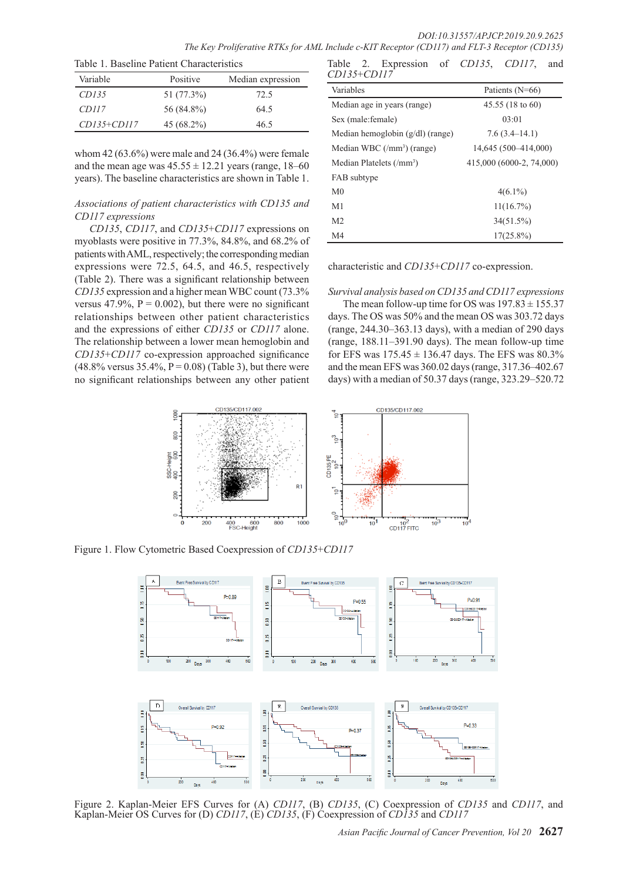Table 1. Baseline Patient Characteristics

| Variable | Positive | Median expression |
|---|---|---|
| *CD135* | 51 (77.3%) | 72.5 |
| *CD117* | 56 (84.8%) | 64.5 |
| *CD135+CD117* | 45 (68.2%) | 46.5 |

whom 42 (63.6%) were male and 24 (36.4%) were female and the mean age was 45.55 ± 12.21 years (range, 18–60 years). The baseline characteristics are shown in Table 1.

*Associations of patient characteristics with CD135 and CD117 expressions*

*CD135*, *CD117*, and *CD135+CD117* expressions on myoblasts were positive in 77.3%, 84.8%, and 68.2% of patients with AML, respectively; the corresponding median expressions were 72.5, 64.5, and 46.5, respectively (Table 2). There was a significant relationship between *CD135* expression and a higher mean WBC count (73.3% versus 47.9%, P = 0.002), but there were no significant relationships between other patient characteristics and the expressions of either *CD135* or *CD117* alone. The relationship between a lower mean hemoglobin and *CD135+CD117* co-expression approached significance (48.8% versus 35.4%, P = 0.08) (Table 3), but there were no significant relationships between any other patient characteristic and *CD135+CD117* co-expression.

Table 2. Expression of *CD135*, *CD117*, and *CD135+CD117*

| Variables | Patients (N=66) |
|---|---|
| Median age in years (range) | 45.55 (18 to 60) |
| Sex (male:female) | 03:01 |
| Median hemoglobin (g/dl) (range) | 7.6 (3.4–14.1) |
| Median WBC (/mm$^3$) (range) | 14,645 (500–414,000) |
| Median Platelets (/mm$^3$) | 415,000 (6000-2, 74,000) |
| FAB subtype | |
| M0 | 4(6.1%) |
| M1 | 11(16.7%) |
| M2 | 34(51.5%) |
| M4 | 17(25.8%) |

*Survival analysis based on CD135 and CD117 expressions*

The mean follow-up time for OS was 197.83 ± 155.37 days. The OS was 50% and the mean OS was 303.72 days (range, 244.30–363.13 days), with a median of 290 days (range, 188.11–391.90 days). The mean follow-up time for EFS was 175.45 ± 136.47 days. The EFS was 80.3% and the mean EFS was 360.02 days (range, 317.36–402.67 days) with a median of 50.37 days (range, 323.29–520.72

Figure 1. Flow Cytometric Based Coexpression of *CD135+CD117*

Figure 2. Kaplan-Meier EFS Curves for (A) *CD117*, (B) *CD135*, (C) Coexpression of *CD135* and *CD117*, and Kaplan-Meier OS Curves for (D) *CD117*, (E) *CD135*, (F) Coexpression of *CD135* and *CD117*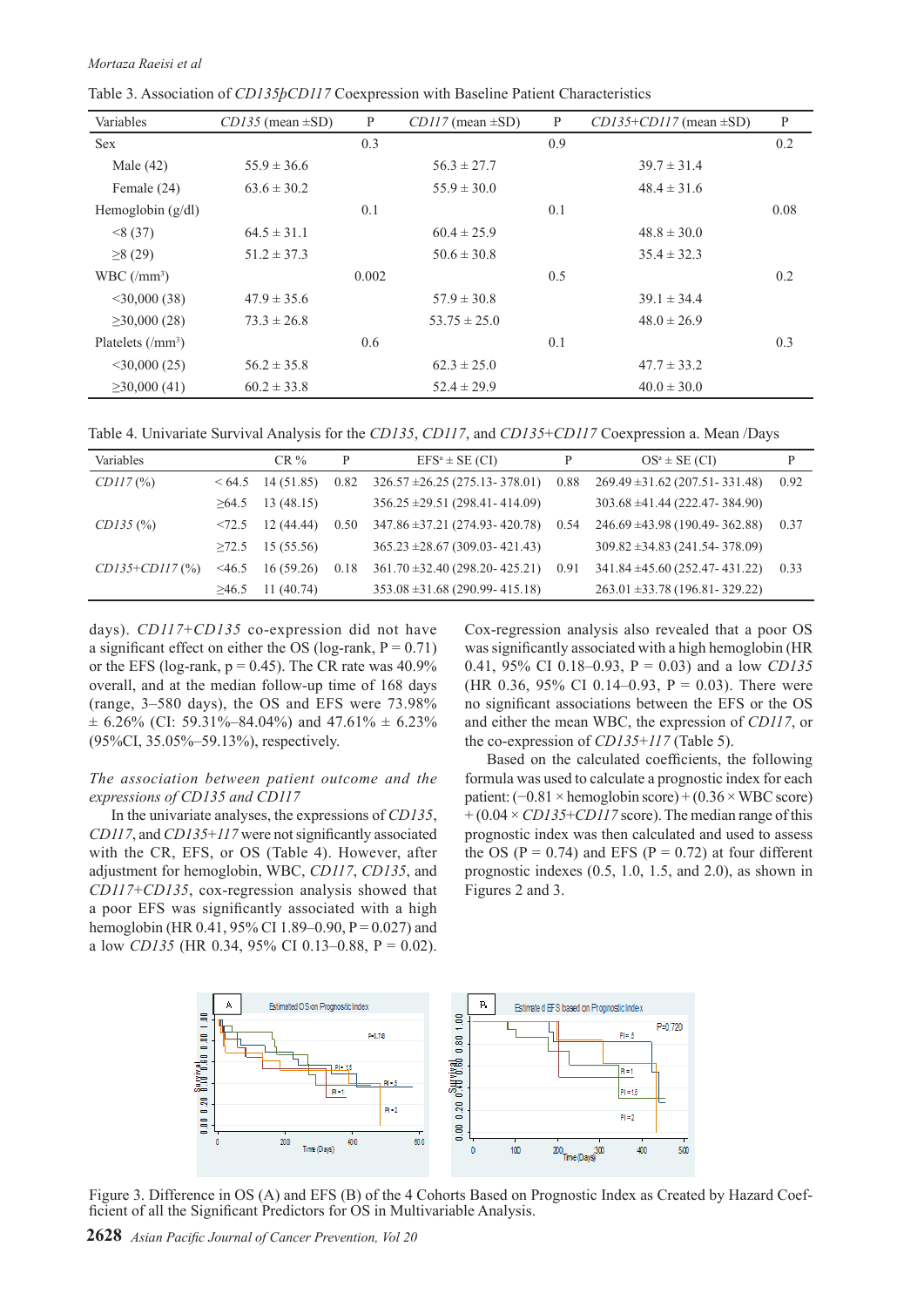Table 3. Association of *CD135þCD117* Coexpression with Baseline Patient Characteristics

| Variables | *CD135* (mean ±SD) | P | *CD117* (mean ±SD) | P | *CD135+CD117* (mean ±SD) | P |
|---|---|---|---|---|---|---|
| Sex | | 0.3 | | 0.9 | | 0.2 |
| Male (42) | 55.9 ± 36.6 | | 56.3 ± 27.7 | | 39.7 ± 31.4 | |
| Female (24) | 63.6 ± 30.2 | | 55.9 ± 30.0 | | 48.4 ± 31.6 | |
| Hemoglobin (g/dl) | | 0.1 | | 0.1 | | 0.08 |
| <8 (37) | 64.5 ± 31.1 | | 60.4 ± 25.9 | | 48.8 ± 30.0 | |
| ≥8 (29) | 51.2 ± 37.3 | | 50.6 ± 30.8 | | 35.4 ± 32.3 | |
| WBC (/mm³) | | 0.002 | | 0.5 | | 0.2 |
| <30,000 (38) | 47.9 ± 35.6 | | 57.9 ± 30.8 | | 39.1 ± 34.4 | |
| ≥30,000 (28) | 73.3 ± 26.8 | | 53.75 ± 25.0 | | 48.0 ± 26.9 | |
| Platelets (/mm³) | | 0.6 | | 0.1 | | 0.3 |
| <30,000 (25) | 56.2 ± 35.8 | | 62.3 ± 25.0 | | 47.7 ± 33.2 | |
| ≥30,000 (41) | 60.2 ± 33.8 | | 52.4 ± 29.9 | | 40.0 ± 30.0 | |

Table 4. Univariate Survival Analysis for the *CD135*, *CD117*, and *CD135+CD117* Coexpression a. Mean /Days

| Variables | | CR % | P | EFS[a] ± SE (CI) | P | OS[a] ± SE (CI) | P |
|---|---|---|---|---|---|---|---|
| *CD117* (%) | < 64.5 | 14 (51.85) | 0.82 | 326.57 ±26.25 (275.13- 378.01) | 0.88 | 269.49 ±31.62 (207.51- 331.48) | 0.92 |
| | ≥64.5 | 13 (48.15) | | 356.25 ±29.51 (298.41- 414.09) | | 303.68 ±41.44 (222.47- 384.90) | |
| *CD135* (%) | <72.5 | 12 (44.44) | 0.50 | 347.86 ±37.21 (274.93- 420.78) | 0.54 | 246.69 ±43.98 (190.49- 362.88) | 0.37 |
| | ≥72.5 | 15 (55.56) | | 365.23 ±28.67 (309.03- 421.43) | | 309.82 ±34.83 (241.54- 378.09) | |
| *CD135+CD117* (%) | <46.5 | 16 (59.26) | 0.18 | 361.70 ±32.40 (298.20- 425.21) | 0.91 | 341.84 ±45.60 (252.47- 431.22) | 0.33 |
| | ≥46.5 | 11 (40.74) | | 353.08 ±31.68 (290.99- 415.18) | | 263.01 ±33.78 (196.81- 329.22) | |

days). *CD117+CD135* co-expression did not have a significant effect on either the OS (log-rank, P = 0.71) or the EFS (log-rank, p = 0.45). The CR rate was 40.9% overall, and at the median follow-up time of 168 days (range, 3–580 days), the OS and EFS were 73.98% ± 6.26% (CI: 59.31%–84.04%) and 47.61% ± 6.23% (95%CI, 35.05%–59.13%), respectively.

*The association between patient outcome and the expressions of CD135 and CD117*

In the univariate analyses, the expressions of *CD135*, *CD117*, and *CD135+117* were not significantly associated with the CR, EFS, or OS (Table 4). However, after adjustment for hemoglobin, WBC, *CD117*, *CD135*, and *CD117+CD135*, cox-regression analysis showed that a poor EFS was significantly associated with a high hemoglobin (HR 0.41, 95% CI 1.89–0.90, P = 0.027) and a low *CD135* (HR 0.34, 95% CI 0.13–0.88, P = 0.02). Cox-regression analysis also revealed that a poor OS was significantly associated with a high hemoglobin (HR 0.41, 95% CI 0.18–0.93, P = 0.03) and a low *CD135* (HR 0.36, 95% CI 0.14–0.93, P = 0.03). There were no significant associations between the EFS or the OS and either the mean WBC, the expression of *CD117*, or the co-expression of *CD135+117* (Table 5).

Based on the calculated coefficients, the following formula was used to calculate a prognostic index for each patient: (−0.81 × hemoglobin score) + (0.36 × WBC score) + (0.04 × *CD135+CD117* score). The median range of this prognostic index was then calculated and used to assess the OS (P = 0.74) and EFS (P = 0.72) at four different prognostic indexes (0.5, 1.0, 1.5, and 2.0), as shown in Figures 2 and 3.

Figure 3. Difference in OS (A) and EFS (B) of the 4 Cohorts Based on Prognostic Index as Created by Hazard Coefficient of all the Significant Predictors for OS in Multivariable Analysis.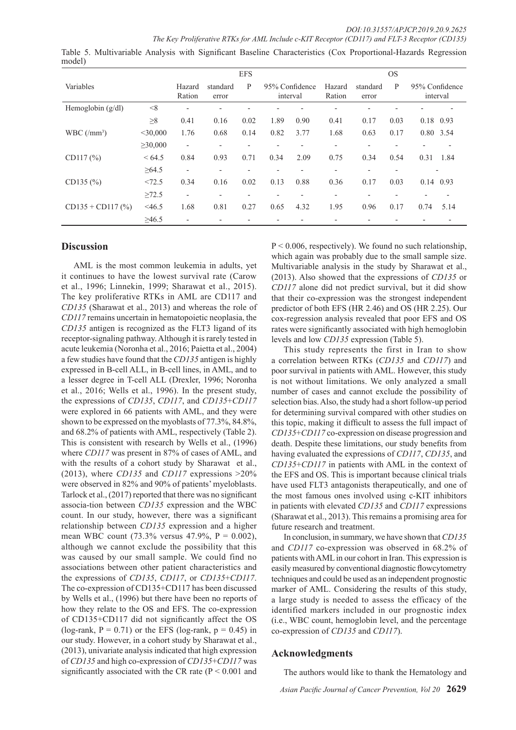Table 5. Multivariable Analysis with Significant Baseline Characteristics (Cox Proportional-Hazards Regression model)

| Variables | | EFS | | | | | OS | | | | |
|---|---|---|---|---|---|---|---|---|---|---|---|
| | | Hazard Ration | standard error | P | 95% Confidence interval | | Hazard Ration | standard error | P | 95% Confidence interval | |
| Hemoglobin (g/dl) | <8 | - | - | - | - | - | - | - | - | - | - |
| | ≥8 | 0.41 | 0.16 | 0.02 | 1.89 | 0.90 | 0.41 | 0.17 | 0.03 | 0.18 | 0.93 |
| WBC (/mm³) | <30,000 | 1.76 | 0.68 | 0.14 | 0.82 | 3.77 | 1.68 | 0.63 | 0.17 | 0.80 | 3.54 |
| | ≥30,000 | - | - | - | - | - | - | - | - | - | - |
| CD117 (%) | < 64.5 | 0.84 | 0.93 | 0.71 | 0.34 | 2.09 | 0.75 | 0.34 | 0.54 | 0.31 | 1.84 |
| | ≥64.5 | - | - | - | - | - | - | - | - | - | |
| CD135 (%) | <72.5 | 0.34 | 0.16 | 0.02 | 0.13 | 0.88 | 0.36 | 0.17 | 0.03 | 0.14 | 0.93 |
| | ≥72.5 | - | - | - | - | - | - | - | - | - | - |
| CD135 + CD117 (%) | <46.5 | 1.68 | 0.81 | 0.27 | 0.65 | 4.32 | 1.95 | 0.96 | 0.17 | 0.74 | 5.14 |
| | ≥46.5 | - | - | - | - | - | - | - | - | - | - |

## Discussion

AML is the most common leukemia in adults, yet it continues to have the lowest survival rate (Carow et al., 1996; Linnekin, 1999; Sharawat et al., 2015). The key proliferative RTKs in AML are CD117 and *CD135* (Sharawat et al., 2013) and whereas the role of *CD117* remains uncertain in hematopoietic neoplasia, the *CD135* antigen is recognized as the FLT3 ligand of its receptor-signaling pathway. Although it is rarely tested in acute leukemia (Noronha et al., 2016; Paietta et al., 2004) a few studies have found that the *CD135* antigen is highly expressed in B-cell ALL, in B-cell lines, in AML, and to a lesser degree in T-cell ALL (Drexler, 1996; Noronha et al., 2016; Wells et al., 1996). In the present study, the expressions of *CD135*, *CD117*, and *CD135+CD117* were explored in 66 patients with AML, and they were shown to be expressed on the myoblasts of 77.3%, 84.8%, and 68.2% of patients with AML, respectively (Table 2). This is consistent with research by Wells et al., (1996) where *CD117* was present in 87% of cases of AML, and with the results of a cohort study by Sharawat et al., (2013), where *CD135* and *CD117* expressions >20% were observed in 82% and 90% of patients' myeloblasts. Tarlock et al., (2017) reported that there was no significant associa-tion between *CD135* expression and the WBC count. In our study, however, there was a significant relationship between *CD135* expression and a higher mean WBC count (73.3% versus 47.9%, P = 0.002), although we cannot exclude the possibility that this was caused by our small sample. We could find no associations between other patient characteristics and the expressions of *CD135*, *CD117*, or *CD135+CD117*. The co-expression of CD135+CD117 has been discussed by Wells et al., (1996) but there have been no reports of how they relate to the OS and EFS. The co-expression of CD135+CD117 did not significantly affect the OS (log-rank, P = 0.71) or the EFS (log-rank, p = 0.45) in our study. However, in a cohort study by Sharawat et al., (2013), univariate analysis indicated that high expression of *CD135* and high co-expression of *CD135+CD117* was significantly associated with the CR rate (P < 0.001 and P < 0.006, respectively). We found no such relationship, which again was probably due to the small sample size. Multivariable analysis in the study by Sharawat et al., (2013). Also showed that the expressions of *CD135* or *CD117* alone did not predict survival, but it did show that their co-expression was the strongest independent predictor of both EFS (HR 2.46) and OS (HR 2.25). Our cox-regression analysis revealed that poor EFS and OS rates were significantly associated with high hemoglobin levels and low *CD135* expression (Table 5).

This study represents the first in Iran to show a correlation between RTKs (*CD135* and *CD117*) and poor survival in patients with AML. However, this study is not without limitations. We only analyzed a small number of cases and cannot exclude the possibility of selection bias. Also, the study had a short follow-up period for determining survival compared with other studies on this topic, making it difficult to assess the full impact of *CD135+CD117* co-expression on disease progression and death. Despite these limitations, our study benefits from having evaluated the expressions of *CD117*, *CD135*, and *CD135+CD117* in patients with AML in the context of the EFS and OS. This is important because clinical trials have used FLT3 antagonists therapeutically, and one of the most famous ones involved using c-KIT inhibitors in patients with elevated *CD135* and *CD117* expressions (Sharawat et al., 2013). This remains a promising area for future research and treatment.

In conclusion, in summary, we have shown that *CD135* and *CD117* co-expression was observed in 68.2% of patients with AML in our cohort in Iran. This expression is easily measured by conventional diagnostic flowcytometry techniques and could be used as an independent prognostic marker of AML. Considering the results of this study, a large study is needed to assess the efficacy of the identified markers included in our prognostic index (i.e., WBC count, hemoglobin level, and the percentage co-expression of *CD135* and *CD117*).

## Acknowledgments

The authors would like to thank the Hematology and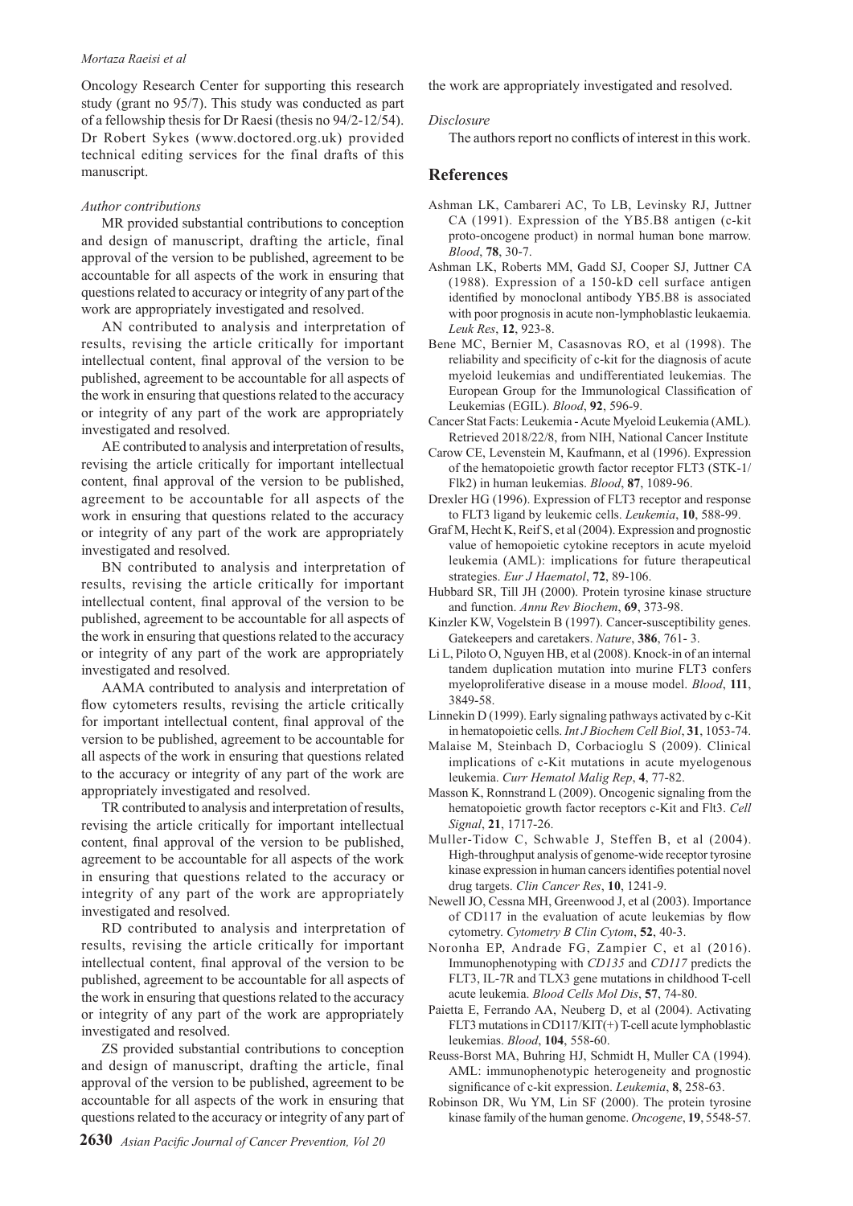Oncology Research Center for supporting this research study (grant no 95/7). This study was conducted as part of a fellowship thesis for Dr Raesi (thesis no 94/2-12/54). Dr Robert Sykes (www.doctored.org.uk) provided technical editing services for the final drafts of this manuscript.

*Author contributions*

MR provided substantial contributions to conception and design of manuscript, drafting the article, final approval of the version to be published, agreement to be accountable for all aspects of the work in ensuring that questions related to accuracy or integrity of any part of the work are appropriately investigated and resolved.

AN contributed to analysis and interpretation of results, revising the article critically for important intellectual content, final approval of the version to be published, agreement to be accountable for all aspects of the work in ensuring that questions related to the accuracy or integrity of any part of the work are appropriately investigated and resolved.

AE contributed to analysis and interpretation of results, revising the article critically for important intellectual content, final approval of the version to be published, agreement to be accountable for all aspects of the work in ensuring that questions related to the accuracy or integrity of any part of the work are appropriately investigated and resolved.

BN contributed to analysis and interpretation of results, revising the article critically for important intellectual content, final approval of the version to be published, agreement to be accountable for all aspects of the work in ensuring that questions related to the accuracy or integrity of any part of the work are appropriately investigated and resolved.

AAMA contributed to analysis and interpretation of flow cytometers results, revising the article critically for important intellectual content, final approval of the version to be published, agreement to be accountable for all aspects of the work in ensuring that questions related to the accuracy or integrity of any part of the work are appropriately investigated and resolved.

TR contributed to analysis and interpretation of results, revising the article critically for important intellectual content, final approval of the version to be published, agreement to be accountable for all aspects of the work in ensuring that questions related to the accuracy or integrity of any part of the work are appropriately investigated and resolved.

RD contributed to analysis and interpretation of results, revising the article critically for important intellectual content, final approval of the version to be published, agreement to be accountable for all aspects of the work in ensuring that questions related to the accuracy or integrity of any part of the work are appropriately investigated and resolved.

ZS provided substantial contributions to conception and design of manuscript, drafting the article, final approval of the version to be published, agreement to be accountable for all aspects of the work in ensuring that questions related to the accuracy or integrity of any part of the work are appropriately investigated and resolved.

*Disclosure*

The authors report no conflicts of interest in this work.

## References

Ashman LK, Cambareri AC, To LB, Levinsky RJ, Juttner CA (1991). Expression of the YB5.B8 antigen (c-kit proto-oncogene product) in normal human bone marrow. *Blood*, **78**, 30-7.

Ashman LK, Roberts MM, Gadd SJ, Cooper SJ, Juttner CA (1988). Expression of a 150-kD cell surface antigen identified by monoclonal antibody YB5.B8 is associated with poor prognosis in acute non-lymphoblastic leukaemia. *Leuk Res*, **12**, 923-8.

Bene MC, Bernier M, Casasnovas RO, et al (1998). The reliability and specificity of c-kit for the diagnosis of acute myeloid leukemias and undifferentiated leukemias. The European Group for the Immunological Classification of Leukemias (EGIL). *Blood*, **92**, 596-9.

Cancer Stat Facts: Leukemia - Acute Myeloid Leukemia (AML). Retrieved 2018/22/8, from NIH, National Cancer Institute

Carow CE, Levenstein M, Kaufmann, et al (1996). Expression of the hematopoietic growth factor receptor FLT3 (STK-1/ Flk2) in human leukemias. *Blood*, **87**, 1089-96.

Drexler HG (1996). Expression of FLT3 receptor and response to FLT3 ligand by leukemic cells. *Leukemia*, **10**, 588-99.

Graf M, Hecht K, Reif S, et al (2004). Expression and prognostic value of hemopoietic cytokine receptors in acute myeloid leukemia (AML): implications for future therapeutical strategies. *Eur J Haematol*, **72**, 89-106.

Hubbard SR, Till JH (2000). Protein tyrosine kinase structure and function. *Annu Rev Biochem*, **69**, 373-98.

Kinzler KW, Vogelstein B (1997). Cancer-susceptibility genes. Gatekeepers and caretakers. *Nature*, **386**, 761- 3.

Li L, Piloto O, Nguyen HB, et al (2008). Knock-in of an internal tandem duplication mutation into murine FLT3 confers myeloproliferative disease in a mouse model. *Blood*, **111**, 3849-58.

Linnekin D (1999). Early signaling pathways activated by c-Kit in hematopoietic cells. *Int J Biochem Cell Biol*, **31**, 1053-74.

Malaise M, Steinbach D, Corbacioglu S (2009). Clinical implications of c-Kit mutations in acute myelogenous leukemia. *Curr Hematol Malig Rep*, **4**, 77-82.

Masson K, Ronnstrand L (2009). Oncogenic signaling from the hematopoietic growth factor receptors c-Kit and Flt3. *Cell Signal*, **21**, 1717-26.

Muller-Tidow C, Schwable J, Steffen B, et al (2004). High-throughput analysis of genome-wide receptor tyrosine kinase expression in human cancers identifies potential novel drug targets. *Clin Cancer Res*, **10**, 1241-9.

Newell JO, Cessna MH, Greenwood J, et al (2003). Importance of CD117 in the evaluation of acute leukemias by flow cytometry. *Cytometry B Clin Cytom*, **52**, 40-3.

Noronha EP, Andrade FG, Zampier C, et al (2016). Immunophenotyping with *CD135* and *CD117* predicts the FLT3, IL-7R and TLX3 gene mutations in childhood T-cell acute leukemia. *Blood Cells Mol Dis*, **57**, 74-80.

Paietta E, Ferrando AA, Neuberg D, et al (2004). Activating FLT3 mutations in CD117/KIT(+) T-cell acute lymphoblastic leukemias. *Blood*, **104**, 558-60.

Reuss-Borst MA, Buhring HJ, Schmidt H, Muller CA (1994). AML: immunophenotypic heterogeneity and prognostic significance of c-kit expression. *Leukemia*, **8**, 258-63.

Robinson DR, Wu YM, Lin SF (2000). The protein tyrosine kinase family of the human genome. *Oncogene*, **19**, 5548-57.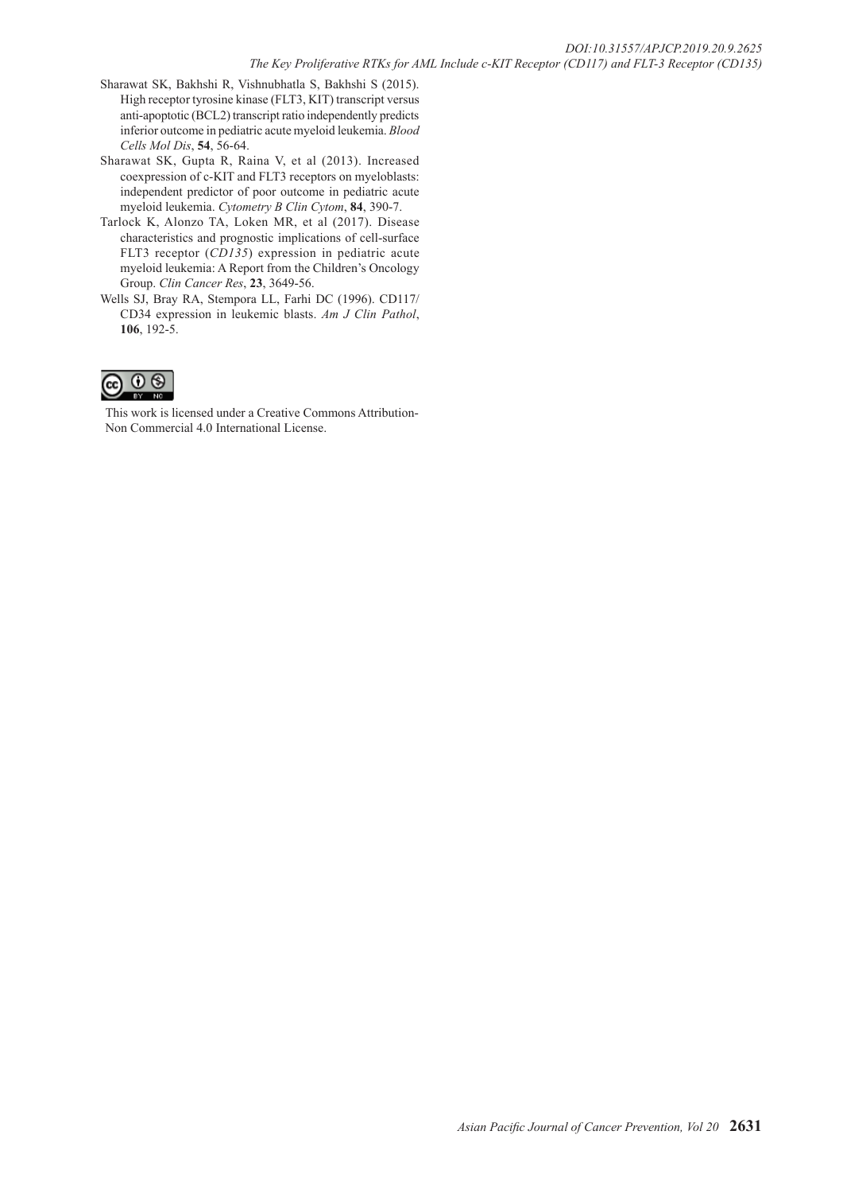Sharawat SK, Bakhshi R, Vishnubhatla S, Bakhshi S (2015). High receptor tyrosine kinase (FLT3, KIT) transcript versus anti-apoptotic (BCL2) transcript ratio independently predicts inferior outcome in pediatric acute myeloid leukemia. *Blood Cells Mol Dis*, **54**, 56-64.

Sharawat SK, Gupta R, Raina V, et al (2013). Increased coexpression of c-KIT and FLT3 receptors on myeloblasts: independent predictor of poor outcome in pediatric acute myeloid leukemia. *Cytometry B Clin Cytom*, **84**, 390-7.

Tarlock K, Alonzo TA, Loken MR, et al (2017). Disease characteristics and prognostic implications of cell-surface FLT3 receptor (*CD135*) expression in pediatric acute myeloid leukemia: A Report from the Children's Oncology Group. *Clin Cancer Res*, **23**, 3649-56.

Wells SJ, Bray RA, Stempora LL, Farhi DC (1996). CD117/CD34 expression in leukemic blasts. *Am J Clin Pathol*, **106**, 192-5.

This work is licensed under a Creative Commons Attribution-Non Commercial 4.0 International License.